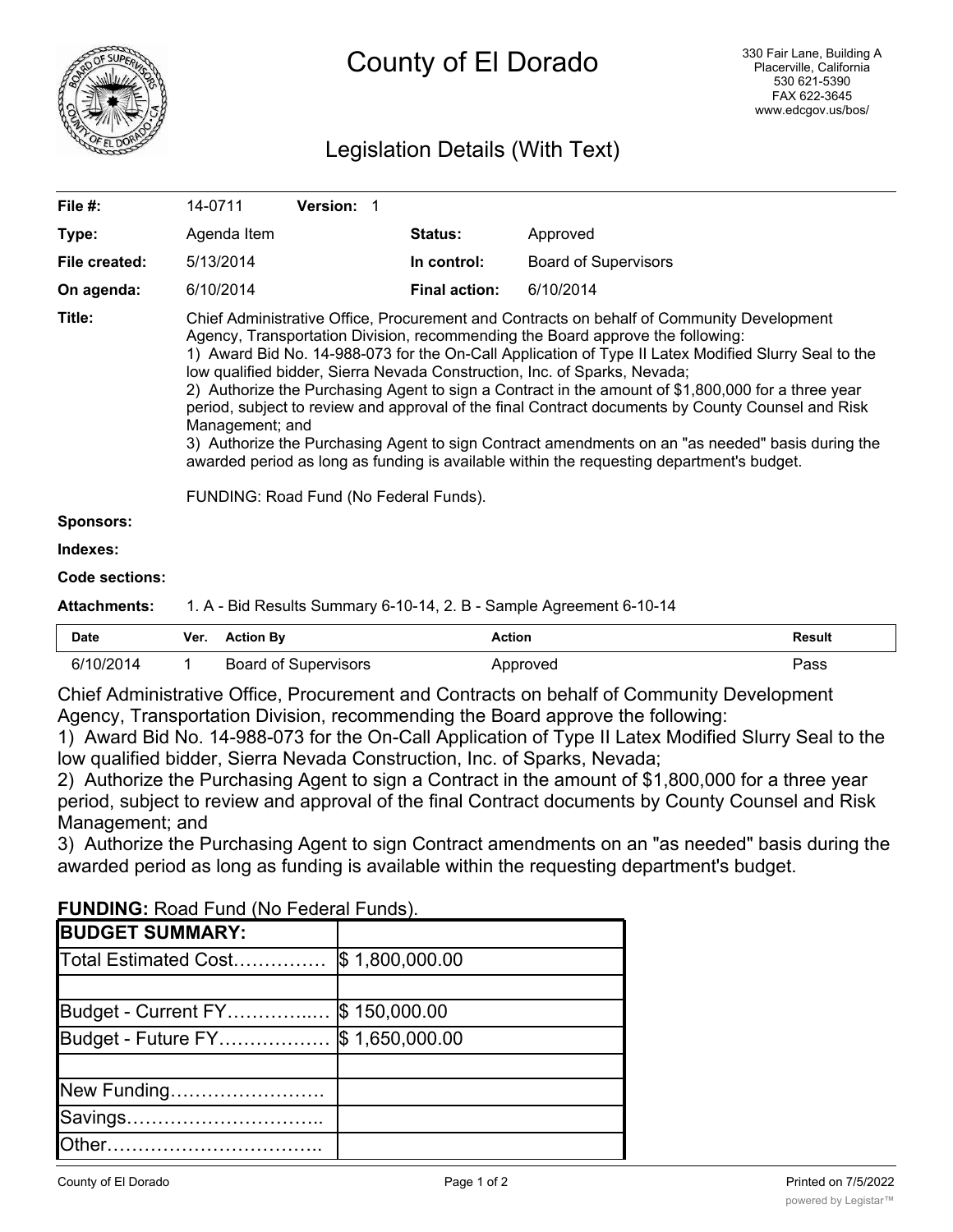# County of El Dorado

330 Fair Lane, Building A
Placerville, California
530 621-5390
FAX 622-3645
www.edcgov.us/bos/

## Legislation Details (With Text)

| | | | |
|---|---|---|---|
| **File #:** | 14-0711 **Version:** 1 | | |
| **Type:** | Agenda Item | **Status:** | Approved |
| **File created:** | 5/13/2014 | **In control:** | Board of Supervisors |
| **On agenda:** | 6/10/2014 | **Final action:** | 6/10/2014 |

**Title:** Chief Administrative Office, Procurement and Contracts on behalf of Community Development Agency, Transportation Division, recommending the Board approve the following:
1) Award Bid No. 14-988-073 for the On-Call Application of Type II Latex Modified Slurry Seal to the low qualified bidder, Sierra Nevada Construction, Inc. of Sparks, Nevada;
2) Authorize the Purchasing Agent to sign a Contract in the amount of $1,800,000 for a three year period, subject to review and approval of the final Contract documents by County Counsel and Risk Management; and
3) Authorize the Purchasing Agent to sign Contract amendments on an "as needed" basis during the awarded period as long as funding is available within the requesting department's budget.

FUNDING: Road Fund (No Federal Funds).

**Sponsors:**

**Indexes:**

**Code sections:**

**Attachments:** 1. A - Bid Results Summary 6-10-14, 2. B - Sample Agreement 6-10-14

| Date | Ver. | Action By | Action | Result |
|---|---|---|---|---|
| 6/10/2014 | 1 | Board of Supervisors | Approved | Pass |

Chief Administrative Office, Procurement and Contracts on behalf of Community Development Agency, Transportation Division, recommending the Board approve the following:
1) Award Bid No. 14-988-073 for the On-Call Application of Type II Latex Modified Slurry Seal to the low qualified bidder, Sierra Nevada Construction, Inc. of Sparks, Nevada;
2) Authorize the Purchasing Agent to sign a Contract in the amount of $1,800,000 for a three year period, subject to review and approval of the final Contract documents by County Counsel and Risk Management; and
3) Authorize the Purchasing Agent to sign Contract amendments on an "as needed" basis during the awarded period as long as funding is available within the requesting department's budget.

**FUNDING:** Road Fund (No Federal Funds).

| **BUDGET SUMMARY:** | |
|---|---|
| Total Estimated Cost…………… | $ 1,800,000.00 |
| | |
| Budget - Current FY…………..… | $ 150,000.00 |
| Budget - Future FY……………… | $ 1,650,000.00 |
| | |
| New Funding……………………. | |
| Savings………………………….. | |
| Other…………………………….. | |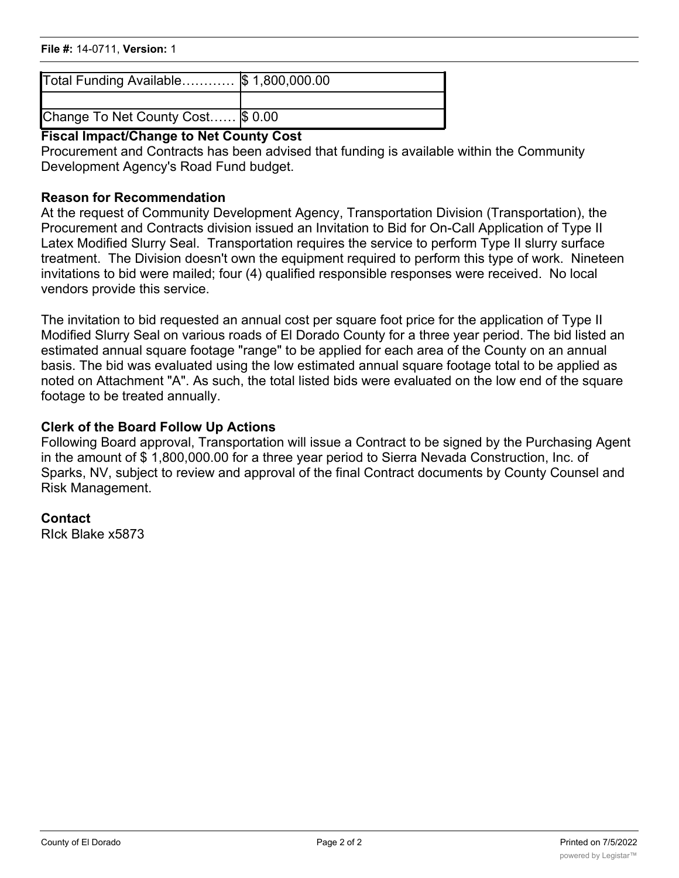| | |
|---|---|
| Total Funding Available………… | $ 1,800,000.00 |
| | |
| Change To Net County Cost…… | $ 0.00 |

**Fiscal Impact/Change to Net County Cost**

Procurement and Contracts has been advised that funding is available within the Community Development Agency's Road Fund budget.

**Reason for Recommendation**

At the request of Community Development Agency, Transportation Division (Transportation), the Procurement and Contracts division issued an Invitation to Bid for On-Call Application of Type II Latex Modified Slurry Seal. Transportation requires the service to perform Type II slurry surface treatment. The Division doesn't own the equipment required to perform this type of work. Nineteen invitations to bid were mailed; four (4) qualified responsible responses were received. No local vendors provide this service.

The invitation to bid requested an annual cost per square foot price for the application of Type II Modified Slurry Seal on various roads of El Dorado County for a three year period. The bid listed an estimated annual square footage "range" to be applied for each area of the County on an annual basis. The bid was evaluated using the low estimated annual square footage total to be applied as noted on Attachment "A". As such, the total listed bids were evaluated on the low end of the square footage to be treated annually.

**Clerk of the Board Follow Up Actions**

Following Board approval, Transportation will issue a Contract to be signed by the Purchasing Agent in the amount of $ 1,800,000.00 for a three year period to Sierra Nevada Construction, Inc. of Sparks, NV, subject to review and approval of the final Contract documents by County Counsel and Risk Management.

**Contact**

RIck Blake x5873